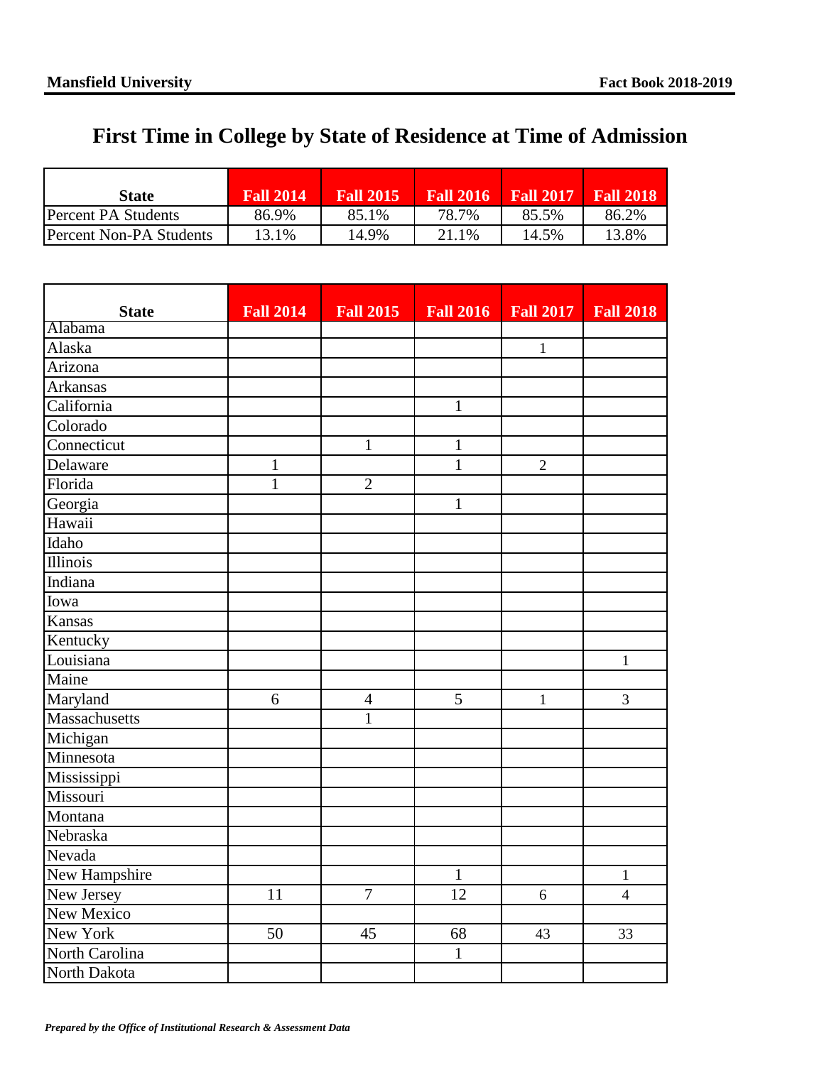# First Time in College by State of Residence at Time of Admission

| State | Fall 2014 | Fall 2015 | Fall 2016 | Fall 2017 | Fall 2018 |
|---|---|---|---|---|---|
| Percent PA Students | 86.9% | 85.1% | 78.7% | 85.5% | 86.2% |
| Percent Non-PA Students | 13.1% | 14.9% | 21.1% | 14.5% | 13.8% |

| State | Fall 2014 | Fall 2015 | Fall 2016 | Fall 2017 | Fall 2018 |
|---|---|---|---|---|---|
| Alabama | | | | | |
| Alaska | | | | 1 | |
| Arizona | | | | | |
| Arkansas | | | | | |
| California | | | 1 | | |
| Colorado | | | | | |
| Connecticut | | 1 | 1 | | |
| Delaware | 1 | | 1 | 2 | |
| Florida | 1 | 2 | | | |
| Georgia | | | 1 | | |
| Hawaii | | | | | |
| Idaho | | | | | |
| Illinois | | | | | |
| Indiana | | | | | |
| Iowa | | | | | |
| Kansas | | | | | |
| Kentucky | | | | | |
| Louisiana | | | | | 1 |
| Maine | | | | | |
| Maryland | 6 | 4 | 5 | 1 | 3 |
| Massachusetts | | 1 | | | |
| Michigan | | | | | |
| Minnesota | | | | | |
| Mississippi | | | | | |
| Missouri | | | | | |
| Montana | | | | | |
| Nebraska | | | | | |
| Nevada | | | | | |
| New Hampshire | | | 1 | | 1 |
| New Jersey | 11 | 7 | 12 | 6 | 4 |
| New Mexico | | | | | |
| New York | 50 | 45 | 68 | 43 | 33 |
| North Carolina | | | 1 | | |
| North Dakota | | | | | |

*Prepared by the Office of Institutional Research & Assessment Data*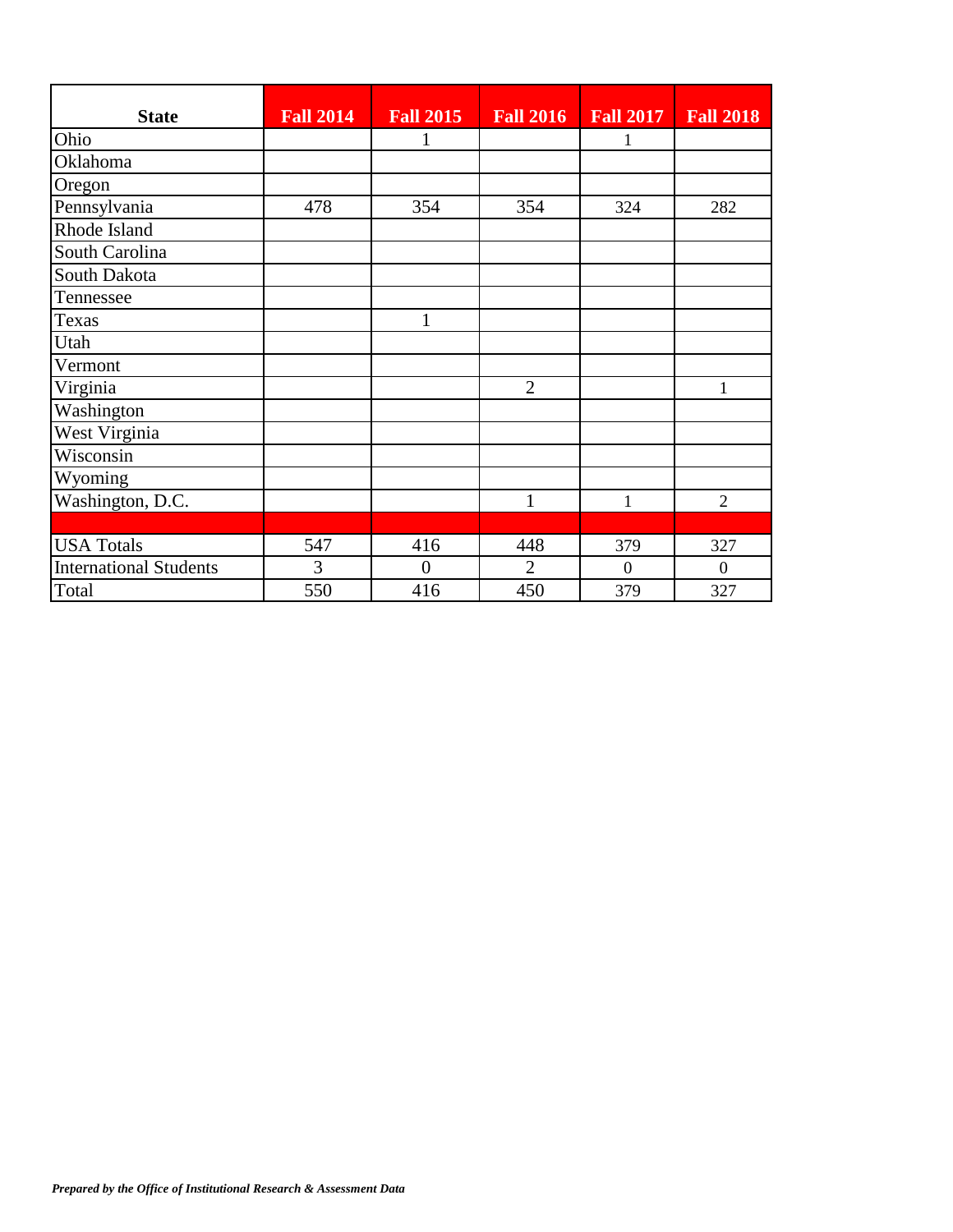| State | Fall 2014 | Fall 2015 | Fall 2016 | Fall 2017 | Fall 2018 |
|---|---|---|---|---|---|
| Ohio | | 1 | | 1 | |
| Oklahoma | | | | | |
| Oregon | | | | | |
| Pennsylvania | 478 | 354 | 354 | 324 | 282 |
| Rhode Island | | | | | |
| South Carolina | | | | | |
| South Dakota | | | | | |
| Tennessee | | | | | |
| Texas | | 1 | | | |
| Utah | | | | | |
| Vermont | | | | | |
| Virginia | | | 2 | | 1 |
| Washington | | | | | |
| West Virginia | | | | | |
| Wisconsin | | | | | |
| Wyoming | | | | | |
| Washington, D.C. | | | 1 | 1 | 2 |
| | | | | | |
| USA Totals | 547 | 416 | 448 | 379 | 327 |
| International Students | 3 | 0 | 2 | 0 | 0 |
| Total | 550 | 416 | 450 | 379 | 327 |

***Prepared by the Office of Institutional Research & Assessment Data***